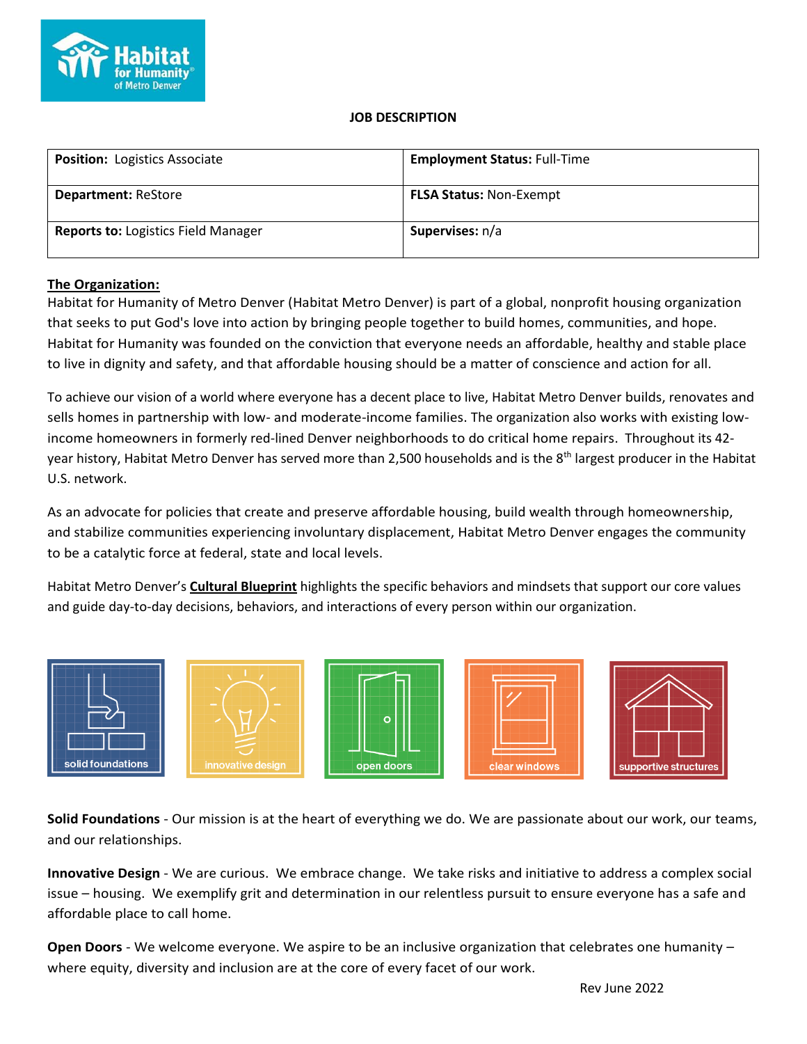**JOB DESCRIPTION**

| **Position:** Logistics Associate | **Employment Status:** Full-Time |
|---|---|
| **Department:** ReStore | **FLSA Status:** Non-Exempt |
| **Reports to:** Logistics Field Manager | **Supervises:** n/a |

**The Organization:**

Habitat for Humanity of Metro Denver (Habitat Metro Denver) is part of a global, nonprofit housing organization that seeks to put God's love into action by bringing people together to build homes, communities, and hope. Habitat for Humanity was founded on the conviction that everyone needs an affordable, healthy and stable place to live in dignity and safety, and that affordable housing should be a matter of conscience and action for all.

To achieve our vision of a world where everyone has a decent place to live, Habitat Metro Denver builds, renovates and sells homes in partnership with low- and moderate-income families. The organization also works with existing low-income homeowners in formerly red-lined Denver neighborhoods to do critical home repairs. Throughout its 42-year history, Habitat Metro Denver has served more than 2,500 households and is the 8th largest producer in the Habitat U.S. network.

As an advocate for policies that create and preserve affordable housing, build wealth through homeownership, and stabilize communities experiencing involuntary displacement, Habitat Metro Denver engages the community to be a catalytic force at federal, state and local levels.

Habitat Metro Denver's **Cultural Blueprint** highlights the specific behaviors and mindsets that support our core values and guide day-to-day decisions, behaviors, and interactions of every person within our organization.

solid foundations | innovative design | open doors | clear windows | supportive structures

**Solid Foundations** - Our mission is at the heart of everything we do. We are passionate about our work, our teams, and our relationships.

**Innovative Design** - We are curious. We embrace change. We take risks and initiative to address a complex social issue – housing. We exemplify grit and determination in our relentless pursuit to ensure everyone has a safe and affordable place to call home.

**Open Doors** - We welcome everyone. We aspire to be an inclusive organization that celebrates one humanity – where equity, diversity and inclusion are at the core of every facet of our work.

Rev June 2022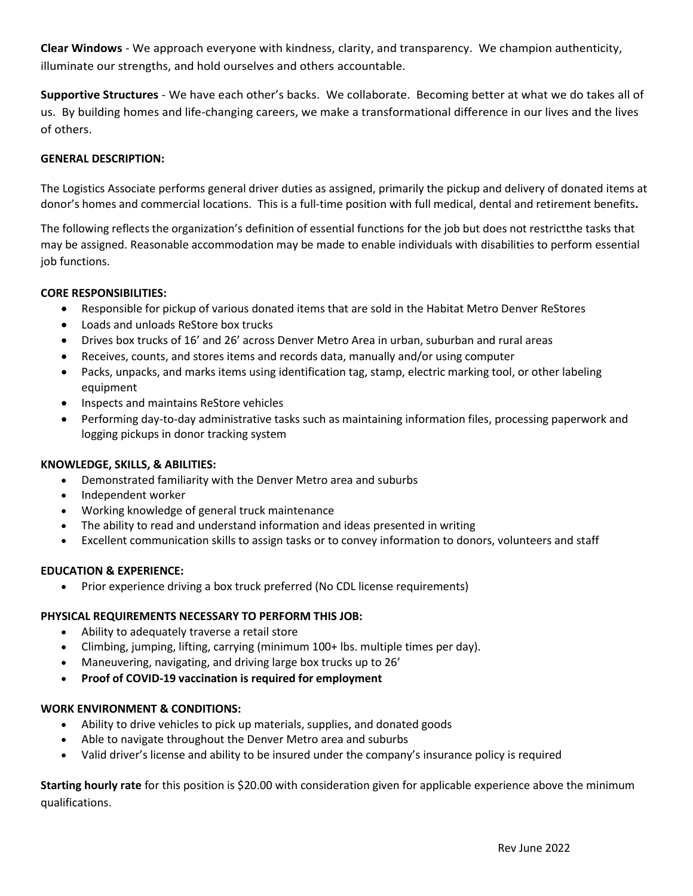**Clear Windows** - We approach everyone with kindness, clarity, and transparency. We champion authenticity, illuminate our strengths, and hold ourselves and others accountable.

**Supportive Structures** - We have each other's backs. We collaborate. Becoming better at what we do takes all of us. By building homes and life-changing careers, we make a transformational difference in our lives and the lives of others.

**GENERAL DESCRIPTION:**

The Logistics Associate performs general driver duties as assigned, primarily the pickup and delivery of donated items at donor's homes and commercial locations. This is a full-time position with full medical, dental and retirement benefits**.**

The following reflects the organization's definition of essential functions for the job but does not restrictthe tasks that may be assigned. Reasonable accommodation may be made to enable individuals with disabilities to perform essential job functions.

**CORE RESPONSIBILITIES:**

- Responsible for pickup of various donated items that are sold in the Habitat Metro Denver ReStores
- Loads and unloads ReStore box trucks
- Drives box trucks of 16' and 26' across Denver Metro Area in urban, suburban and rural areas
- Receives, counts, and stores items and records data, manually and/or using computer
- Packs, unpacks, and marks items using identification tag, stamp, electric marking tool, or other labeling equipment
- Inspects and maintains ReStore vehicles
- Performing day-to-day administrative tasks such as maintaining information files, processing paperwork and logging pickups in donor tracking system

**KNOWLEDGE, SKILLS, & ABILITIES:**

- Demonstrated familiarity with the Denver Metro area and suburbs
- Independent worker
- Working knowledge of general truck maintenance
- The ability to read and understand information and ideas presented in writing
- Excellent communication skills to assign tasks or to convey information to donors, volunteers and staff

**EDUCATION & EXPERIENCE:**

- Prior experience driving a box truck preferred (No CDL license requirements)

**PHYSICAL REQUIREMENTS NECESSARY TO PERFORM THIS JOB:**

- Ability to adequately traverse a retail store
- Climbing, jumping, lifting, carrying (minimum 100+ lbs. multiple times per day).
- Maneuvering, navigating, and driving large box trucks up to 26'
- **Proof of COVID-19 vaccination is required for employment**

**WORK ENVIRONMENT & CONDITIONS:**

- Ability to drive vehicles to pick up materials, supplies, and donated goods
- Able to navigate throughout the Denver Metro area and suburbs
- Valid driver's license and ability to be insured under the company's insurance policy is required

**Starting hourly rate** for this position is $20.00 with consideration given for applicable experience above the minimum qualifications.

Rev June 2022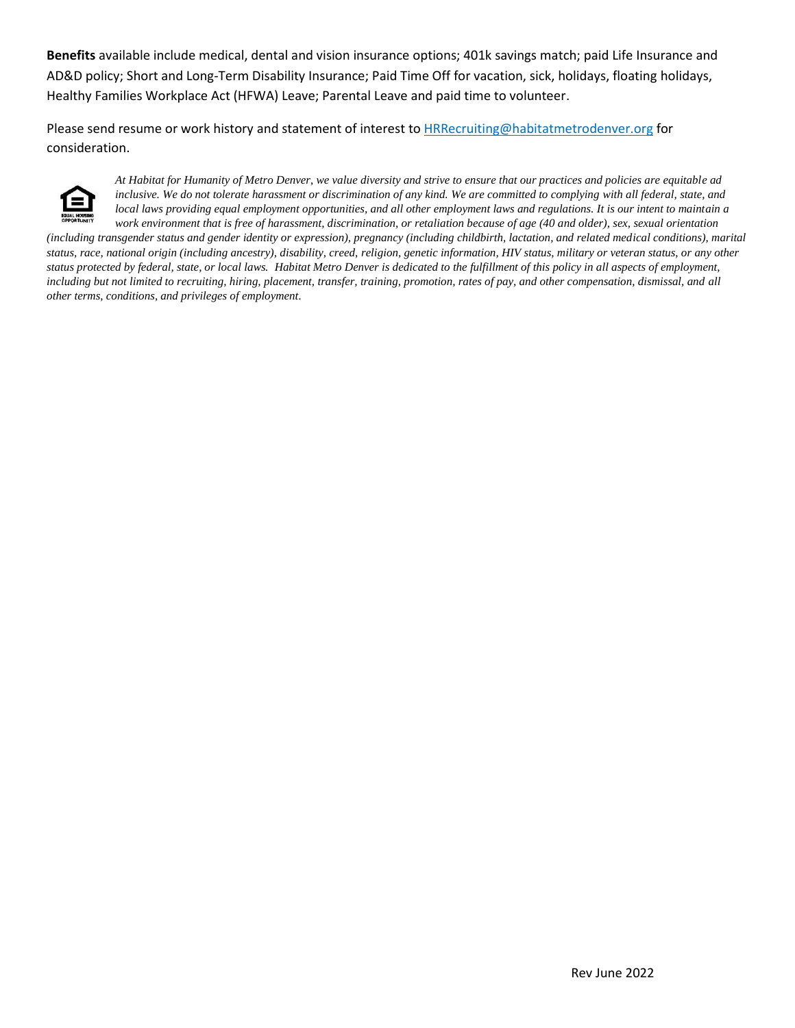**Benefits** available include medical, dental and vision insurance options; 401k savings match; paid Life Insurance and AD&D policy; Short and Long-Term Disability Insurance; Paid Time Off for vacation, sick, holidays, floating holidays, Healthy Families Workplace Act (HFWA) Leave; Parental Leave and paid time to volunteer.

Please send resume or work history and statement of interest to HRRecruiting@habitatmetrodenver.org for consideration.

*At Habitat for Humanity of Metro Denver, we value diversity and strive to ensure that our practices and policies are equitable ad inclusive. We do not tolerate harassment or discrimination of any kind. We are committed to complying with all federal, state, and local laws providing equal employment opportunities, and all other employment laws and regulations. It is our intent to maintain a work environment that is free of harassment, discrimination, or retaliation because of age (40 and older), sex, sexual orientation (including transgender status and gender identity or expression), pregnancy (including childbirth, lactation, and related medical conditions), marital status, race, national origin (including ancestry), disability, creed, religion, genetic information, HIV status, military or veteran status, or any other status protected by federal, state, or local laws. Habitat Metro Denver is dedicated to the fulfillment of this policy in all aspects of employment, including but not limited to recruiting, hiring, placement, transfer, training, promotion, rates of pay, and other compensation, dismissal, and all other terms, conditions, and privileges of employment.*

Rev June 2022